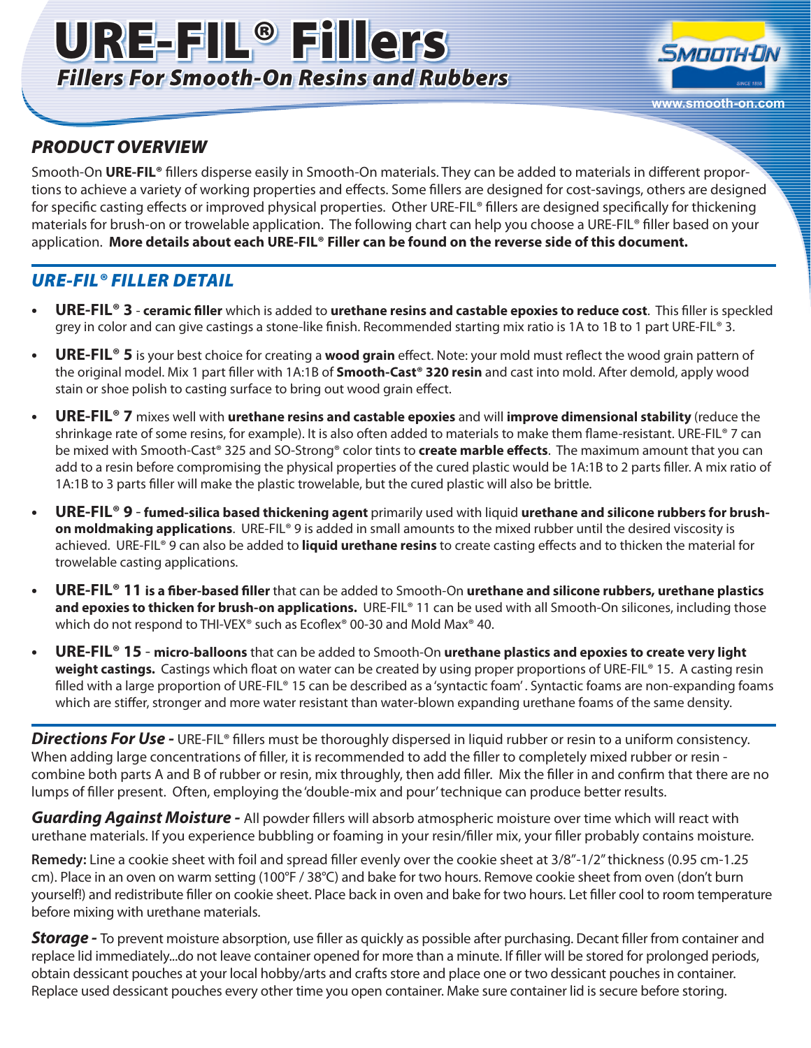# URE-FIL® Fillers

## *Fillers For Smooth-On Resins and Rubbers*

www.smooth-on.com

### *PRODUCT OVERVIEW*

Smooth-On **URE-FIL®** fillers disperse easily in Smooth-On materials. They can be added to materials in different proportions to achieve a variety of working properties and effects. Some fillers are designed for cost-savings, others are designed for specific casting effects or improved physical properties. Other URE-FIL® fillers are designed specifically for thickening materials for brush-on or trowelable application. The following chart can help you choose a URE-FIL® filler based on your application. **More details about each URE-FIL® Filler can be found on the reverse side of this document.**

### *URE-FIL® FILLER DETAIL*

- **URE-FIL® 3** - **ceramic filler** which is added to **urethane resins and castable epoxies to reduce cost**. This filler is speckled grey in color and can give castings a stone-like finish. Recommended starting mix ratio is 1A to 1B to 1 part URE-FIL® 3.
- **URE-FIL® 5** is your best choice for creating a **wood grain** effect. Note: your mold must reflect the wood grain pattern of the original model. Mix 1 part filler with 1A:1B of **Smooth-Cast® 320 resin** and cast into mold. After demold, apply wood stain or shoe polish to casting surface to bring out wood grain effect.
- **URE-FIL® 7** mixes well with **urethane resins and castable epoxies** and will **improve dimensional stability** (reduce the shrinkage rate of some resins, for example). It is also often added to materials to make them flame-resistant. URE-FIL® 7 can be mixed with Smooth-Cast® 325 and SO-Strong® color tints to **create marble effects**. The maximum amount that you can add to a resin before compromising the physical properties of the cured plastic would be 1A:1B to 2 parts filler. A mix ratio of 1A:1B to 3 parts filler will make the plastic trowelable, but the cured plastic will also be brittle.
- **URE-FIL® 9** - **fumed-silica based thickening agent** primarily used with liquid **urethane and silicone rubbers for brush-on moldmaking applications**. URE-FIL® 9 is added in small amounts to the mixed rubber until the desired viscosity is achieved. URE-FIL® 9 can also be added to **liquid urethane resins** to create casting effects and to thicken the material for trowelable casting applications.
- **URE-FIL® 11 is a fiber-based filler** that can be added to Smooth-On **urethane and silicone rubbers, urethane plastics and epoxies to thicken for brush-on applications.** URE-FIL® 11 can be used with all Smooth-On silicones, including those which do not respond to THI-VEX® such as Ecoflex® 00-30 and Mold Max® 40.
- **URE-FIL® 15** - **micro-balloons** that can be added to Smooth-On **urethane plastics and epoxies to create very light weight castings.** Castings which float on water can be created by using proper proportions of URE-FIL® 15. A casting resin filled with a large proportion of URE-FIL® 15 can be described as a 'syntactic foam'. Syntactic foams are non-expanding foams which are stiffer, stronger and more water resistant than water-blown expanding urethane foams of the same density.

***Directions For Use -*** URE-FIL® fillers must be thoroughly dispersed in liquid rubber or resin to a uniform consistency. When adding large concentrations of filler, it is recommended to add the filler to completely mixed rubber or resin - combine both parts A and B of rubber or resin, mix throughly, then add filler. Mix the filler in and confirm that there are no lumps of filler present. Often, employing the 'double-mix and pour' technique can produce better results.

***Guarding Against Moisture -*** All powder fillers will absorb atmospheric moisture over time which will react with urethane materials. If you experience bubbling or foaming in your resin/filler mix, your filler probably contains moisture.

**Remedy:** Line a cookie sheet with foil and spread filler evenly over the cookie sheet at 3/8"-1/2" thickness (0.95 cm-1.25 cm). Place in an oven on warm setting (100°F / 38°C) and bake for two hours. Remove cookie sheet from oven (don't burn yourself!) and redistribute filler on cookie sheet. Place back in oven and bake for two hours. Let filler cool to room temperature before mixing with urethane materials.

***Storage -*** To prevent moisture absorption, use filler as quickly as possible after purchasing. Decant filler from container and replace lid immediately...do not leave container opened for more than a minute. If filler will be stored for prolonged periods, obtain dessicant pouches at your local hobby/arts and crafts store and place one or two dessicant pouches in container. Replace used dessicant pouches every other time you open container. Make sure container lid is secure before storing.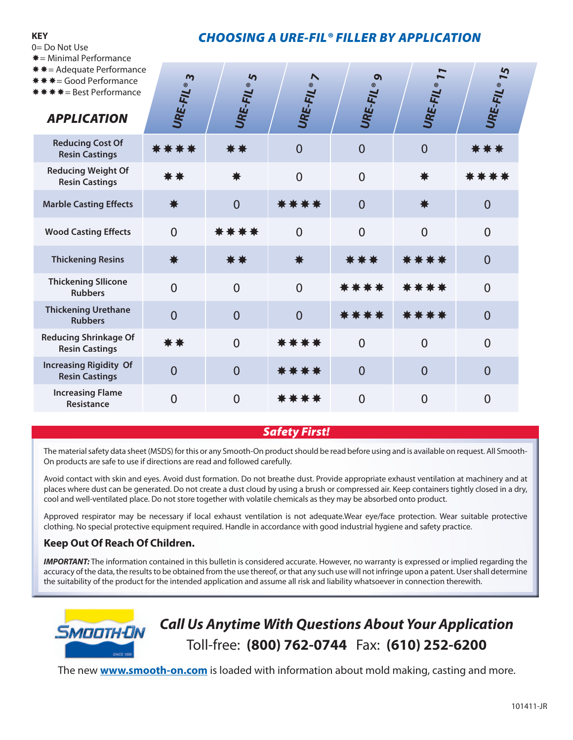**KEY**
0= Do Not Use
✱= Minimal Performance
✱✱= Adequate Performance
✱✱✱= Good Performance
✱✱✱✱= Best Performance

## *CHOOSING A URE-FIL® FILLER BY APPLICATION*

| APPLICATION | URE-FIL® 3 | URE-FIL® 5 | URE-FIL® 7 | URE-FIL® 9 | URE-FIL® 11 | URE-FIL® 15 |
|---|---|---|---|---|---|---|
| Reducing Cost Of Resin Castings | ✱✱✱✱ | ✱✱ | 0 | 0 | 0 | ✱✱✱ |
| Reducing Weight Of Resin Castings | ✱✱ | ✱ | 0 | 0 | ✱ | ✱✱✱✱ |
| Marble Casting Effects | ✱ | 0 | ✱✱✱✱ | 0 | ✱ | 0 |
| Wood Casting Effects | 0 | ✱✱✱✱ | 0 | 0 | 0 | 0 |
| Thickening Resins | ✱ | ✱✱ | ✱ | ✱✱✱ | ✱✱✱✱ | 0 |
| Thickening SIlicone Rubbers | 0 | 0 | 0 | ✱✱✱✱ | ✱✱✱✱ | 0 |
| Thickening Urethane Rubbers | 0 | 0 | 0 | ✱✱✱✱ | ✱✱✱✱ | 0 |
| Reducing Shrinkage Of Resin Castings | ✱✱ | 0 | ✱✱✱✱ | 0 | 0 | 0 |
| Increasing Rigidity Of Resin Castings | 0 | 0 | ✱✱✱✱ | 0 | 0 | 0 |
| Increasing Flame Resistance | 0 | 0 | ✱✱✱✱ | 0 | 0 | 0 |

## *Safety First!*

The material safety data sheet (MSDS) for this or any Smooth-On product should be read before using and is available on request. All Smooth-On products are safe to use if directions are read and followed carefully.

Avoid contact with skin and eyes. Avoid dust formation. Do not breathe dust. Provide appropriate exhaust ventilation at machinery and at places where dust can be generated. Do not create a dust cloud by using a brush or compressed air. Keep containers tightly closed in a dry, cool and well-ventilated place. Do not store together with volatile chemicals as they may be absorbed onto product.

Approved respirator may be necessary if local exhaust ventilation is not adequate.Wear eye/face protection. Wear suitable protective clothing. No special protective equipment required. Handle in accordance with good industrial hygiene and safety practice.

### Keep Out Of Reach Of Children.

***IMPORTANT:*** The information contained in this bulletin is considered accurate. However, no warranty is expressed or implied regarding the accuracy of the data, the results to be obtained from the use thereof, or that any such use will not infringe upon a patent. User shall determine the suitability of the product for the intended application and assume all risk and liability whatsoever in connection therewith.

SMOOTH-ON SINCE 1895

***Call Us Anytime With Questions About Your Application***
Toll-free: **(800) 762-0744** Fax: **(610) 252-6200**

The new **www.smooth-on.com** is loaded with information about mold making, casting and more.

101411-JR